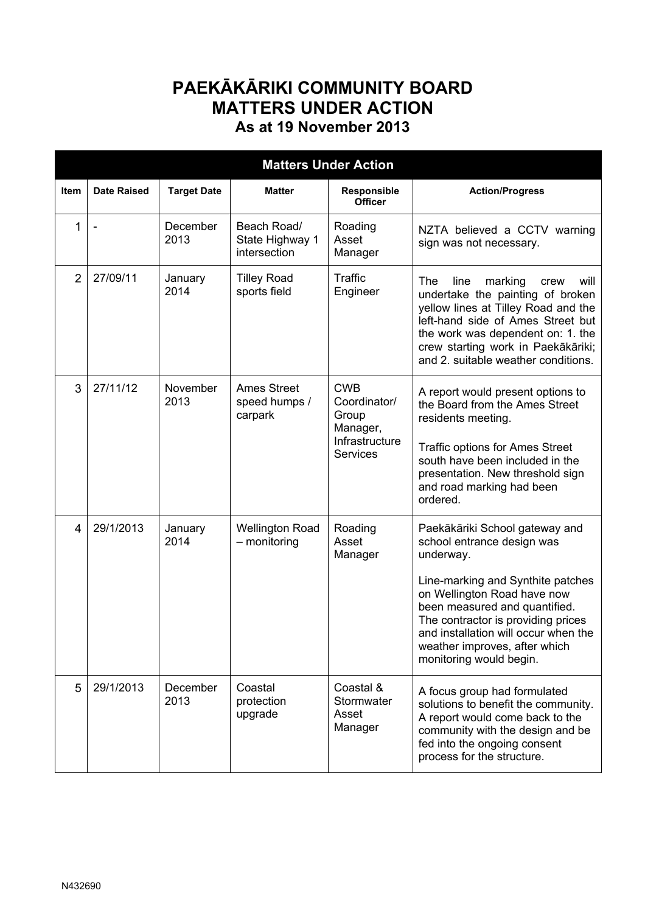# PAEKĀKĀRIKI COMMUNITY BOARD
# MATTERS UNDER ACTION
### As at 19 November 2013

| Matters Under Action | | | | | |
|---|---|---|---|---|---|
| **Item** | **Date Raised** | **Target Date** | **Matter** | **Responsible Officer** | **Action/Progress** |
| 1 | - | December 2013 | Beach Road/ State Highway 1 intersection | Roading Asset Manager | NZTA believed a CCTV warning sign was not necessary. |
| 2 | 27/09/11 | January 2014 | Tilley Road sports field | Traffic Engineer | The line marking crew will undertake the painting of broken yellow lines at Tilley Road and the left-hand side of Ames Street but the work was dependent on: 1. the crew starting work in Paekākāriki; and 2. suitable weather conditions. |
| 3 | 27/11/12 | November 2013 | Ames Street speed humps / carpark | CWB Coordinator/ Group Manager, Infrastructure Services | A report would present options to the Board from the Ames Street residents meeting.<br><br>Traffic options for Ames Street south have been included in the presentation. New threshold sign and road marking had been ordered. |
| 4 | 29/1/2013 | January 2014 | Wellington Road – monitoring | Roading Asset Manager | Paekākāriki School gateway and school entrance design was underway.<br><br>Line-marking and Synthite patches on Wellington Road have now been measured and quantified. The contractor is providing prices and installation will occur when the weather improves, after which monitoring would begin. |
| 5 | 29/1/2013 | December 2013 | Coastal protection upgrade | Coastal & Stormwater Asset Manager | A focus group had formulated solutions to benefit the community. A report would come back to the community with the design and be fed into the ongoing consent process for the structure. |

N432690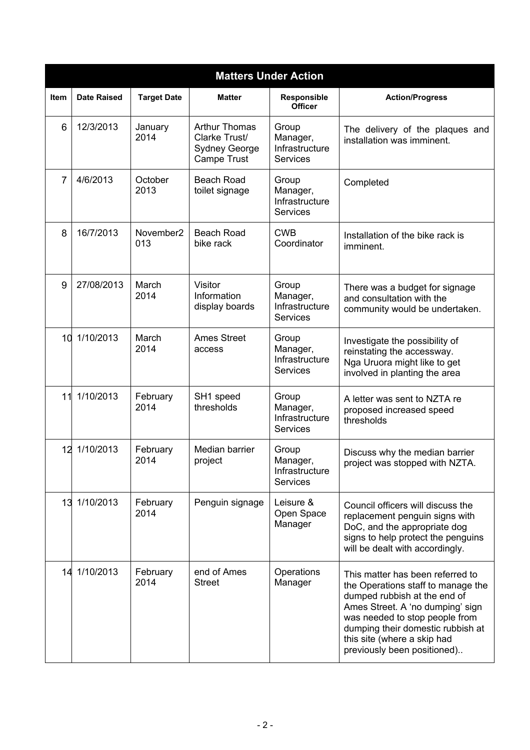| Matters Under Action | | | | | |
|---|---|---|---|---|---|
| **Item** | **Date Raised** | **Target Date** | **Matter** | **Responsible Officer** | **Action/Progress** |
| 6 | 12/3/2013 | January 2014 | Arthur Thomas Clarke Trust/ Sydney George Campe Trust | Group Manager, Infrastructure Services | The delivery of the plaques and installation was imminent. |
| 7 | 4/6/2013 | October 2013 | Beach Road toilet signage | Group Manager, Infrastructure Services | Completed |
| 8 | 16/7/2013 | November2013 | Beach Road bike rack | CWB Coordinator | Installation of the bike rack is imminent. |
| 9 | 27/08/2013 | March 2014 | Visitor Information display boards | Group Manager, Infrastructure Services | There was a budget for signage and consultation with the community would be undertaken. |
| 10 | 1/10/2013 | March 2014 | Ames Street access | Group Manager, Infrastructure Services | Investigate the possibility of reinstating the accessway. Nga Uruora might like to get involved in planting the area |
| 11 | 1/10/2013 | February 2014 | SH1 speed thresholds | Group Manager, Infrastructure Services | A letter was sent to NZTA re proposed increased speed thresholds |
| 12 | 1/10/2013 | February 2014 | Median barrier project | Group Manager, Infrastructure Services | Discuss why the median barrier project was stopped with NZTA. |
| 13 | 1/10/2013 | February 2014 | Penguin signage | Leisure & Open Space Manager | Council officers will discuss the replacement penguin signs with DoC, and the appropriate dog signs to help protect the penguins will be dealt with accordingly. |
| 14 | 1/10/2013 | February 2014 | end of Ames Street | Operations Manager | This matter has been referred to the Operations staff to manage the dumped rubbish at the end of Ames Street. A 'no dumping' sign was needed to stop people from dumping their domestic rubbish at this site (where a skip had previously been positioned).. |